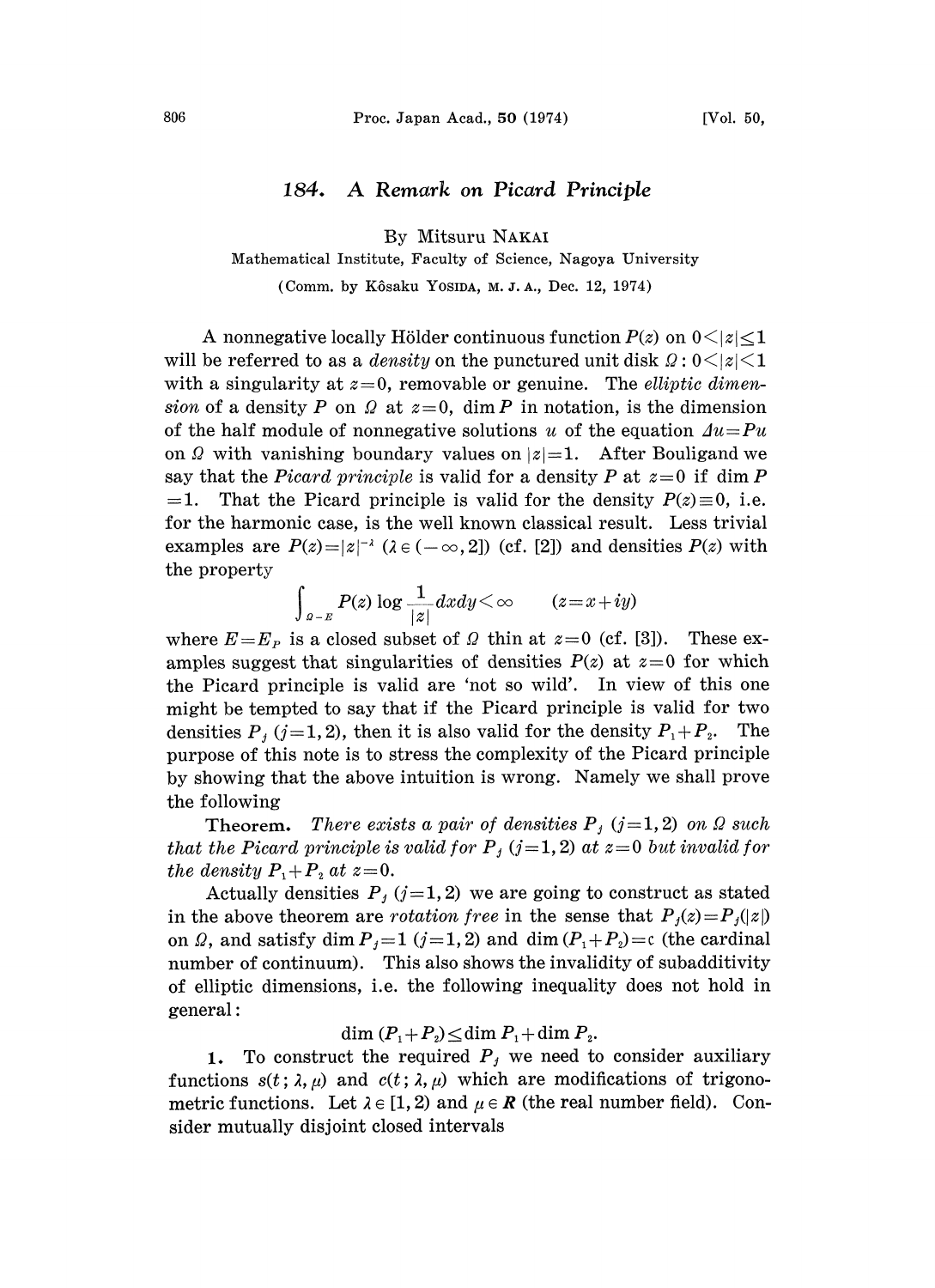# 184. A Remark on Picard Principle

By Mitsuru NAKAI

Mathematical Institute, Faculty of Science, Nagoya University

(Comm. by Kôsaku YOSIDA, M. J. A., Dec. 12, 1974)

A nonnegative locally Hölder continuous function $P(z)$ on $0<|z|\leq 1$ will be referred to as a *density* on the punctured unit disk $\Omega: 0<|z|<1$ with a singularity at $z=0$, removable or genuine. The *elliptic dimension* of a density $P$ on $\Omega$ at $z=0$, $\dim P$ in notation, is the dimension of the half module of nonnegative solutions $u$ of the equation $\Delta u=Pu$ on $\Omega$ with vanishing boundary values on $|z|=1$. After Bouligand we say that the *Picard principle* is valid for a density $P$ at $z=0$ if $\dim P=1$. That the Picard principle is valid for the density $P(z)\equiv 0$, i.e. for the harmonic case, is the well known classical result. Less trivial examples are $P(z)=|z|^{-\lambda}$ ($\lambda\in(-\infty,2]$) (cf. [2]) and densities $P(z)$ with the property

$$\int_{\Omega-E} P(z)\log\frac{1}{|z|}dxdy<\infty \qquad (z=x+iy)$$

where $E=E_P$ is a closed subset of $\Omega$ thin at $z=0$ (cf. [3]). These examples suggest that singularities of densities $P(z)$ at $z=0$ for which the Picard principle is valid are 'not so wild'. In view of this one might be tempted to say that if the Picard principle is valid for two densities $P_j$ ($j=1,2$), then it is also valid for the density $P_1+P_2$. The purpose of this note is to stress the complexity of the Picard principle by showing that the above intuition is wrong. Namely we shall prove the following

**Theorem.** *There exists a pair of densities $P_j$ ($j=1,2$) on $\Omega$ such that the Picard principle is valid for $P_j$ ($j=1,2$) at $z=0$ but invalid for the density $P_1+P_2$ at $z=0$.*

Actually densities $P_j$ ($j=1,2$) we are going to construct as stated in the above theorem are *rotation free* in the sense that $P_j(z)=P_j(|z|)$ on $\Omega$, and satisfy $\dim P_j=1$ ($j=1,2$) and $\dim(P_1+P_2)=\mathfrak{c}$ (the cardinal number of continuum). This also shows the invalidity of subadditivity of elliptic dimensions, i.e. the following inequality does not hold in general:

$$\dim(P_1+P_2)\leq \dim P_1+\dim P_2.$$

**1.** To construct the required $P_j$ we need to consider auxiliary functions $s(t;\lambda,\mu)$ and $c(t;\lambda,\mu)$ which are modifications of trigonometric functions. Let $\lambda\in[1,2)$ and $\mu\in\boldsymbol{R}$ (the real number field). Consider mutually disjoint closed intervals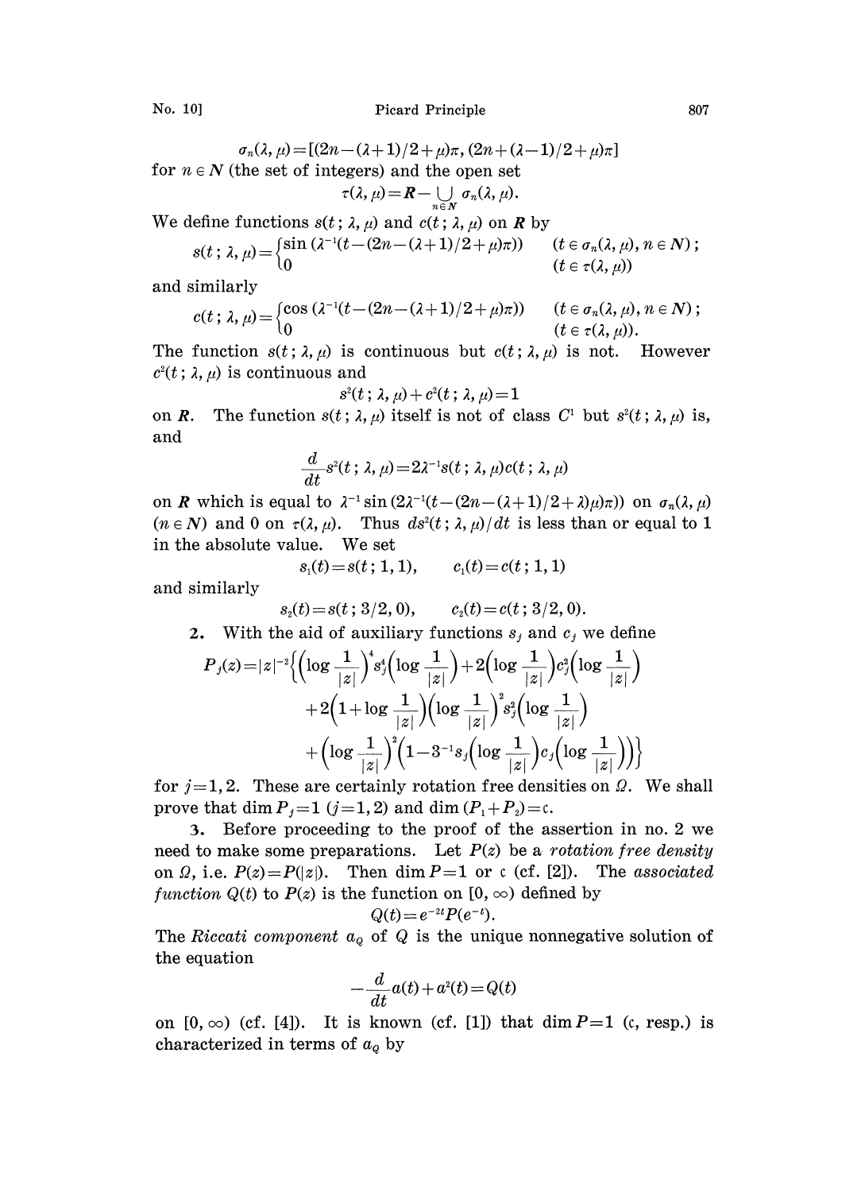$$\sigma_n(\lambda, \mu) = [(2n-(\lambda+1)/2+\mu)\pi, (2n+(\lambda-1)/2+\mu)\pi]$$

for $n \in N$ (the set of integers) and the open set

$$\tau(\lambda, \mu) = R - \bigcup_{n \in N} \sigma_n(\lambda, \mu).$$

We define functions $s(t; \lambda, \mu)$ and $c(t; \lambda, \mu)$ on $\boldsymbol{R}$ by

$$s(t; \lambda, \mu) = \begin{cases} \sin(\lambda^{-1}(t-(2n-(\lambda+1)/2+\mu)\pi)) & (t \in \sigma_n(\lambda, \mu), n \in N); \\ 0 & (t \in \tau(\lambda, \mu)) \end{cases}$$

and similarly

$$c(t; \lambda, \mu) = \begin{cases} \cos(\lambda^{-1}(t-(2n-(\lambda+1)/2+\mu)\pi)) & (t \in \sigma_n(\lambda, \mu), n \in N); \\ 0 & (t \in \tau(\lambda, \mu)). \end{cases}$$

The function $s(t; \lambda, \mu)$ is continuous but $c(t; \lambda, \mu)$ is not. However $c^2(t; \lambda, \mu)$ is continuous and

$$s^2(t; \lambda, \mu) + c^2(t; \lambda, \mu) = 1$$

on $\boldsymbol{R}$. The function $s(t; \lambda, \mu)$ itself is not of class $C^1$ but $s^2(t; \lambda, \mu)$ is, and

$$\frac{d}{dt} s^2(t; \lambda, \mu) = 2\lambda^{-1} s(t; \lambda, \mu) c(t; \lambda, \mu)$$

on $\boldsymbol{R}$ which is equal to $\lambda^{-1}\sin(2\lambda^{-1}(t-(2n-(\lambda+1)/2+\lambda)\mu)\pi))$ on $\sigma_n(\lambda, \mu)$ $(n \in N)$ and $0$ on $\tau(\lambda, \mu)$. Thus $ds^2(t; \lambda, \mu)/dt$ is less than or equal to 1 in the absolute value. We set

$$s_1(t) = s(t; 1, 1), \qquad c_1(t) = c(t; 1, 1)$$

and similarly

$$s_2(t) = s(t; 3/2, 0), \qquad c_2(t) = c(t; 3/2, 0).$$

**2.** With the aid of auxiliary functions $s_j$ and $c_j$ we define

$$\begin{aligned} P_j(z) = |z|^{-2}\Big\{ &\Big(\log\frac{1}{|z|}\Big)^4 s_j^4\Big(\log\frac{1}{|z|}\Big) + 2\Big(\log\frac{1}{|z|}\Big) c_j^2\Big(\log\frac{1}{|z|}\Big) \\ &+ 2\Big(1+\log\frac{1}{|z|}\Big)\Big(\log\frac{1}{|z|}\Big)^2 s_j^2\Big(\log\frac{1}{|z|}\Big) \\ &+ \Big(\log\frac{1}{|z|}\Big)^2\Big(1 - 3^{-1} s_j\Big(\log\frac{1}{|z|}\Big) c_j\Big(\log\frac{1}{|z|}\Big)\Big)\Big\} \end{aligned}$$

for $j = 1, 2$. These are certainly rotation free densities on $\Omega$. We shall prove that $\dim P_j = 1$ $(j=1,2)$ and $\dim(P_1+P_2) = \mathfrak{c}$.

**3.** Before proceeding to the proof of the assertion in no. 2 we need to make some preparations. Let $P(z)$ be a *rotation free density* on $\Omega$, i.e. $P(z) = P(|z|)$. Then $\dim P = 1$ or $\mathfrak{c}$ (cf. [2]). The *associated function* $Q(t)$ to $P(z)$ is the function on $[0, \infty)$ defined by

$$Q(t) = e^{-2t} P(e^{-t}).$$

The *Riccati component* $a_Q$ of $Q$ is the unique nonnegative solution of the equation

$$-\frac{d}{dt} a(t) + a^2(t) = Q(t)$$

on $[0, \infty)$ (cf. [4]). It is known (cf. [1]) that $\dim P = 1$ ($\mathfrak{c}$, resp.) is characterized in terms of $a_Q$ by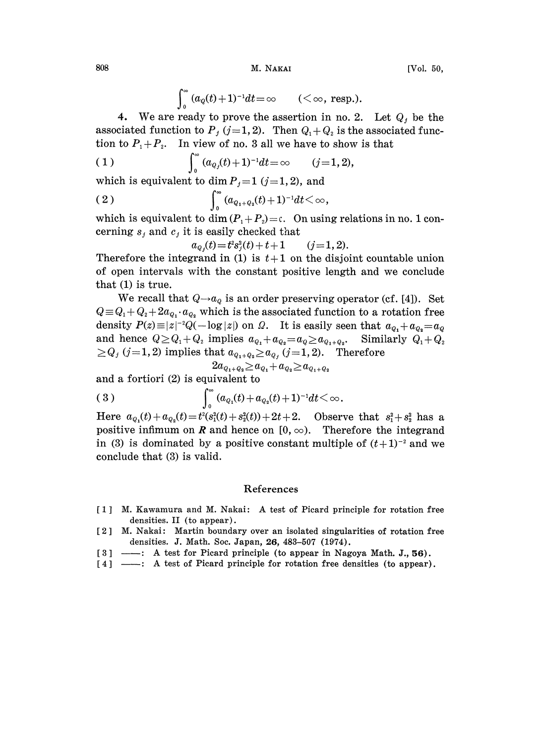$$\int_0^\infty (a_Q(t)+1)^{-1}dt=\infty \qquad (<\infty, \text{ resp.}).$$

**4.** We are ready to prove the assertion in no. 2. Let $Q_j$ be the associated function to $P_j$ $(j=1,2)$. Then $Q_1+Q_2$ is the associated function to $P_1+P_2$. In view of no. 3 all we have to show is that

$$(1) \qquad \int_0^\infty (a_{Q_j}(t)+1)^{-1}dt=\infty \qquad (j=1,2),$$

which is equivalent to $\dim P_j=1$ $(j=1,2)$, and

$$(2) \qquad \int_0^\infty (a_{Q_1+Q_2}(t)+1)^{-1}dt<\infty,$$

which is equivalent to $\dim (P_1+P_2)=\mathfrak{c}$. On using relations in no. 1 concerning $s_j$ and $c_j$ it is easily checked that

$$a_{Q_j}(t)=t^2s_j^2(t)+t+1 \qquad (j=1,2).$$

Therefore the integrand in (1) is $t+1$ on the disjoint countable union of open intervals with the constant positive length and we conclude that (1) is true.

We recall that $Q\to a_Q$ is an order preserving operator (cf. [4]). Set $Q\equiv Q_1+Q_2+2a_{Q_1}\cdot a_{Q_2}$ which is the associated function to a rotation free density $P(z)\equiv|z|^{-2}Q(-\log|z|)$ on $\Omega$. It is easily seen that $a_{Q_1}+a_{Q_2}=a_Q$ and hence $Q\geq Q_1+Q_2$ implies $a_{Q_1}+a_{Q_2}=a_Q\geq a_{Q_1+Q_2}$. Similarly $Q_1+Q_2\geq Q_j$ $(j=1,2)$ implies that $a_{Q_1+Q_2}\geq a_{Q_j}$ $(j=1,2)$. Therefore

$$2a_{Q_1+Q_2}\geq a_{Q_1}+a_{Q_2}\geq a_{Q_1+Q_2}$$

and a fortiori (2) is equivalent to

$$(3) \qquad \int_0^\infty (a_{Q_1}(t)+a_{Q_2}(t)+1)^{-1}dt<\infty.$$

Here $a_{Q_1}(t)+a_{Q_2}(t)=t^2(s_1^2(t)+s_2^2(t))+2t+2$. Observe that $s_1^2+s_2^2$ has a positive infimum on $\boldsymbol{R}$ and hence on $[0,\infty)$. Therefore the integrand in (3) is dominated by a positive constant multiple of $(t+1)^{-2}$ and we conclude that (3) is valid.

## References

[1] M. Kawamura and M. Nakai: A test of Picard principle for rotation free densities. II (to appear).

[2] M. Nakai: Martin boundary over an isolated singularities of rotation free densities. J. Math. Soc. Japan, **26**, 483–507 (1974).

[3] ——: A test for Picard principle (to appear in Nagoya Math. J., **56**).

[4] ——: A test of Picard principle for rotation free densities (to appear).